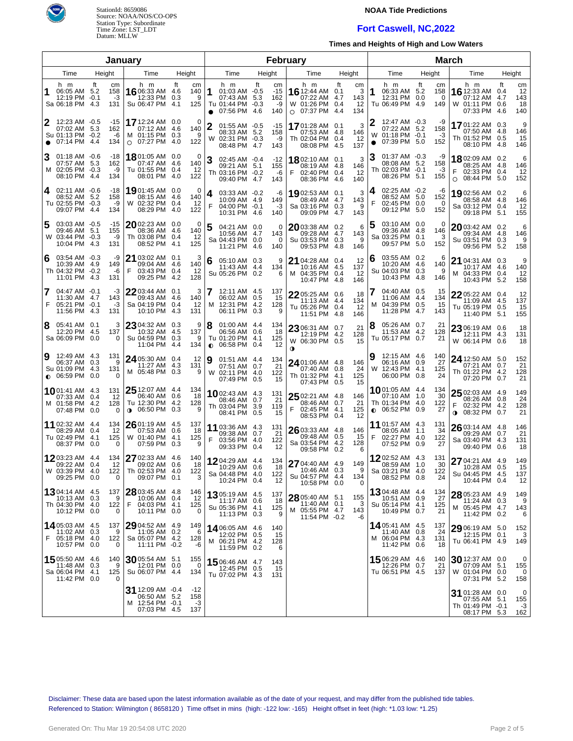StationId: 8659086
Source: NOAA/NOS/CO-OPS
Station Type: Subordinate
Time Zone: LST_LDT
Datum: MLLW

# NOAA Tide Predictions

## Fort Caswell, NC,2022

### Times and Heights of High and Low Waters

## January

| Day | Time | ft | cm |
|---|---|---|---|
| 1 Sa | 06:05 AM | 5.2 | 158 |
| | 12:19 PM | -0.1 | -3 |
| | 06:18 PM | 4.3 | 131 |
| 2 Su ● | 12:23 AM | -0.5 | -15 |
| | 07:02 AM | 5.3 | 162 |
| | 01:13 PM | -0.2 | -6 |
| | 07:14 PM | 4.4 | 134 |
| 3 M | 01:18 AM | -0.6 | -18 |
| | 07:57 AM | 5.3 | 162 |
| | 02:05 PM | -0.3 | -9 |
| | 08:10 PM | 4.4 | 134 |
| 4 Tu | 02:11 AM | -0.6 | -18 |
| | 08:52 AM | 5.2 | 158 |
| | 02:55 PM | -0.3 | -9 |
| | 09:07 PM | 4.4 | 134 |
| 5 W | 03:03 AM | -0.5 | -15 |
| | 09:46 AM | 5.1 | 155 |
| | 03:44 PM | -0.3 | -9 |
| | 10:04 PM | 4.3 | 131 |
| 6 Th | 03:54 AM | -0.3 | -9 |
| | 10:39 AM | 4.9 | 149 |
| | 04:32 PM | -0.2 | -6 |
| | 11:01 PM | 4.3 | 131 |
| 7 F | 04:47 AM | -0.1 | -3 |
| | 11:30 AM | 4.7 | 143 |
| | 05:21 PM | -0.1 | -3 |
| | 11:56 PM | 4.3 | 131 |
| 8 Sa | 05:41 AM | 0.1 | 3 |
| | 12:20 PM | 4.5 | 137 |
| | 06:09 PM | 0.0 | 0 |
| 9 Su ◐ | 12:49 AM | 4.3 | 131 |
| | 06:37 AM | 0.3 | 9 |
| | 01:09 PM | 4.3 | 131 |
| | 06:59 PM | 0.0 | 0 |
| 10 M | 01:41 AM | 4.3 | 131 |
| | 07:33 AM | 0.4 | 12 |
| | 01:58 PM | 4.2 | 128 |
| | 07:48 PM | 0.0 | 0 |
| 11 Tu | 02:32 AM | 4.4 | 134 |
| | 08:29 AM | 0.4 | 12 |
| | 02:49 PM | 4.1 | 125 |
| | 08:37 PM | 0.0 | 0 |
| 12 W | 03:23 AM | 4.4 | 134 |
| | 09:22 AM | 0.4 | 12 |
| | 03:39 PM | 4.0 | 122 |
| | 09:25 PM | 0.0 | 0 |
| 13 Th | 04:14 AM | 4.5 | 137 |
| | 10:13 AM | 0.3 | 9 |
| | 04:30 PM | 4.0 | 122 |
| | 10:12 PM | 0.0 | 0 |
| 14 F | 05:03 AM | 4.5 | 137 |
| | 11:02 AM | 0.3 | 9 |
| | 05:18 PM | 4.0 | 122 |
| | 10:57 PM | 0.0 | 0 |
| 15 Sa | 05:50 AM | 4.6 | 140 |
| | 11:48 AM | 0.3 | 9 |
| | 06:04 PM | 4.1 | 125 |
| | 11:42 PM | 0.0 | 0 |
| 16 Su | 06:33 AM | 4.6 | 140 |
| | 12:33 PM | 0.3 | 9 |
| | 06:47 PM | 4.1 | 125 |
| 17 M ○ | 12:24 AM | 0.0 | 0 |
| | 07:12 AM | 4.6 | 140 |
| | 01:15 PM | 0.3 | 9 |
| | 07:27 PM | 4.0 | 122 |
| 18 Tu | 01:05 AM | 0.0 | 0 |
| | 07:47 AM | 4.6 | 140 |
| | 01:55 PM | 0.4 | 12 |
| | 08:01 PM | 4.0 | 122 |
| 19 W | 01:45 AM | 0.0 | 0 |
| | 08:15 AM | 4.6 | 140 |
| | 02:32 PM | 0.4 | 12 |
| | 08:29 PM | 4.0 | 122 |
| 20 Th | 02:23 AM | 0.0 | 0 |
| | 08:36 AM | 4.6 | 140 |
| | 03:08 PM | 0.4 | 12 |
| | 08:52 PM | 4.1 | 125 |
| 21 F | 03:02 AM | 0.1 | 3 |
| | 09:04 AM | 4.6 | 140 |
| | 03:43 PM | 0.4 | 12 |
| | 09:25 PM | 4.2 | 128 |
| 22 Sa | 03:44 AM | 0.1 | 3 |
| | 09:43 AM | 4.6 | 140 |
| | 04:19 PM | 0.4 | 12 |
| | 10:10 PM | 4.3 | 131 |
| 23 Su | 04:32 AM | 0.3 | 9 |
| | 10:32 AM | 4.5 | 137 |
| | 04:59 PM | 0.3 | 9 |
| | 11:04 PM | 4.4 | 134 |
| 24 M | 05:30 AM | 0.4 | 12 |
| | 11:27 AM | 4.3 | 131 |
| | 05:48 PM | 0.3 | 9 |
| 25 Tu ◑ | 12:07 AM | 4.4 | 134 |
| | 06:40 AM | 0.6 | 18 |
| | 12:30 PM | 4.2 | 128 |
| | 06:50 PM | 0.3 | 9 |
| 26 W | 01:19 AM | 4.5 | 137 |
| | 07:53 AM | 0.6 | 18 |
| | 01:40 PM | 4.1 | 125 |
| | 07:59 PM | 0.3 | 9 |
| 27 Th | 02:33 AM | 4.6 | 140 |
| | 09:02 AM | 0.6 | 18 |
| | 02:53 PM | 4.0 | 122 |
| | 09:07 PM | 0.1 | 3 |
| 28 F | 03:45 AM | 4.8 | 146 |
| | 10:06 AM | 0.4 | 12 |
| | 04:03 PM | 4.1 | 125 |
| | 10:11 PM | 0.0 | 0 |
| 29 Sa | 04:52 AM | 4.9 | 149 |
| | 11:05 AM | 0.2 | 6 |
| | 05:07 PM | 4.2 | 128 |
| | 11:11 PM | -0.2 | -6 |
| 30 Su | 05:54 AM | 5.1 | 155 |
| | 12:01 PM | 0.0 | 0 |
| | 06:07 PM | 4.4 | 134 |
| 31 M | 12:09 AM | -0.4 | -12 |
| | 06:50 AM | 5.2 | 158 |
| | 12:54 PM | -0.1 | -3 |
| | 07:03 PM | 4.5 | 137 |

## February

| Day | Time | ft | cm |
|---|---|---|---|
| 1 Tu ● | 01:03 AM | -0.5 | -15 |
| | 07:43 AM | 5.3 | 162 |
| | 01:44 PM | -0.3 | -9 |
| | 07:56 PM | 4.6 | 140 |
| 2 W | 01:55 AM | -0.5 | -15 |
| | 08:33 AM | 5.2 | 158 |
| | 02:31 PM | -0.3 | -9 |
| | 08:48 PM | 4.7 | 143 |
| 3 Th | 02:45 AM | -0.4 | -12 |
| | 09:21 AM | 5.1 | 155 |
| | 03:16 PM | -0.2 | -6 |
| | 09:40 PM | 4.7 | 143 |
| 4 F | 03:33 AM | -0.2 | -6 |
| | 10:09 AM | 4.9 | 149 |
| | 04:00 PM | -0.1 | -3 |
| | 10:31 PM | 4.6 | 140 |
| 5 Sa | 04:21 AM | 0.0 | 0 |
| | 10:56 AM | 4.7 | 143 |
| | 04:43 PM | 0.0 | 0 |
| | 11:21 PM | 4.6 | 140 |
| 6 Su | 05:10 AM | 0.3 | 9 |
| | 11:43 AM | 4.4 | 134 |
| | 05:26 PM | 0.2 | 6 |
| 7 M | 12:11 AM | 4.5 | 137 |
| | 06:02 AM | 0.5 | 15 |
| | 12:31 PM | 4.2 | 128 |
| | 06:11 PM | 0.3 | 9 |
| 8 Tu ◐ | 01:00 AM | 4.4 | 134 |
| | 06:56 AM | 0.6 | 18 |
| | 01:20 PM | 4.1 | 125 |
| | 06:58 PM | 0.4 | 12 |
| 9 W | 01:51 AM | 4.4 | 134 |
| | 07:51 AM | 0.7 | 21 |
| | 02:11 PM | 4.0 | 122 |
| | 07:49 PM | 0.5 | 15 |
| 10 Th | 02:43 AM | 4.3 | 131 |
| | 08:46 AM | 0.7 | 21 |
| | 03:04 PM | 3.9 | 119 |
| | 08:41 PM | 0.5 | 15 |
| 11 F | 03:36 AM | 4.3 | 131 |
| | 09:38 AM | 0.7 | 21 |
| | 03:56 PM | 4.0 | 122 |
| | 09:33 PM | 0.4 | 12 |
| 12 Sa | 04:29 AM | 4.4 | 134 |
| | 10:29 AM | 0.6 | 18 |
| | 04:48 PM | 4.0 | 122 |
| | 10:24 PM | 0.4 | 12 |
| 13 Su | 05:19 AM | 4.5 | 137 |
| | 11:17 AM | 0.6 | 18 |
| | 05:36 PM | 4.1 | 125 |
| | 11:13 PM | 0.3 | 9 |
| 14 M | 06:05 AM | 4.6 | 140 |
| | 12:02 PM | 0.5 | 15 |
| | 06:21 PM | 4.2 | 128 |
| | 11:59 PM | 0.2 | 6 |
| 15 Tu | 06:46 AM | 4.7 | 143 |
| | 12:45 PM | 0.5 | 15 |
| | 07:02 PM | 4.3 | 131 |
| 16 W ○ | 12:44 AM | 0.1 | 3 |
| | 07:22 AM | 4.7 | 143 |
| | 01:26 PM | 0.4 | 12 |
| | 07:37 PM | 4.4 | 134 |
| 17 Th | 01:28 AM | 0.1 | 3 |
| | 07:53 AM | 4.8 | 146 |
| | 02:04 PM | 0.4 | 12 |
| | 08:08 PM | 4.5 | 137 |
| 18 F | 02:10 AM | 0.1 | 3 |
| | 08:19 AM | 4.8 | 146 |
| | 02:40 PM | 0.4 | 12 |
| | 08:36 PM | 4.6 | 140 |
| 19 Sa | 02:53 AM | 0.1 | 3 |
| | 08:49 AM | 4.7 | 143 |
| | 03:16 PM | 0.3 | 9 |
| | 09:09 PM | 4.7 | 143 |
| 20 Su | 03:38 AM | 0.2 | 6 |
| | 09:28 AM | 4.7 | 143 |
| | 03:53 PM | 0.3 | 9 |
| | 09:53 PM | 4.8 | 146 |
| 21 M | 04:28 AM | 0.4 | 12 |
| | 10:16 AM | 4.5 | 137 |
| | 04:35 PM | 0.4 | 12 |
| | 10:47 PM | 4.8 | 146 |
| 22 Tu | 05:25 AM | 0.6 | 18 |
| | 11:13 AM | 4.4 | 134 |
| | 05:26 PM | 0.4 | 12 |
| | 11:51 PM | 4.8 | 146 |
| 23 W ◑ | 06:31 AM | 0.7 | 21 |
| | 12:19 PM | 4.2 | 128 |
| | 06:30 PM | 0.5 | 15 |
| 24 Th | 01:06 AM | 4.8 | 146 |
| | 07:40 AM | 0.8 | 24 |
| | 01:32 PM | 4.1 | 125 |
| | 07:43 PM | 0.5 | 15 |
| 25 F | 02:21 AM | 4.8 | 146 |
| | 08:46 AM | 0.7 | 21 |
| | 02:45 PM | 4.1 | 125 |
| | 08:53 PM | 0.4 | 12 |
| 26 Sa | 03:33 AM | 4.8 | 146 |
| | 09:48 AM | 0.5 | 15 |
| | 03:54 PM | 4.2 | 128 |
| | 09:58 PM | 0.2 | 6 |
| 27 Su | 04:40 AM | 4.9 | 149 |
| | 10:46 AM | 0.3 | 9 |
| | 04:57 PM | 4.4 | 134 |
| | 10:58 PM | 0.0 | 0 |
| 28 M | 05:40 AM | 5.1 | 155 |
| | 11:40 AM | 0.1 | 3 |
| | 05:55 PM | 4.7 | 143 |
| | 11:54 PM | -0.2 | -6 |

## March

| Day | Time | ft | cm |
|---|---|---|---|
| 1 Tu | 06:33 AM | 5.2 | 158 |
| | 12:31 PM | 0.0 | 0 |
| | 06:49 PM | 4.9 | 149 |
| 2 W ● | 12:47 AM | -0.3 | -9 |
| | 07:22 AM | 5.2 | 158 |
| | 01:18 PM | -0.1 | -3 |
| | 07:39 PM | 5.0 | 152 |
| 3 Th | 01:37 AM | -0.3 | -9 |
| | 08:08 AM | 5.2 | 158 |
| | 02:03 PM | -0.1 | -3 |
| | 08:26 PM | 5.1 | 155 |
| 4 F | 02:25 AM | -0.2 | -6 |
| | 08:52 AM | 5.0 | 152 |
| | 02:45 PM | 0.0 | 0 |
| | 09:12 PM | 5.0 | 152 |
| 5 Sa | 03:10 AM | 0.0 | 0 |
| | 09:36 AM | 4.8 | 146 |
| | 03:25 PM | 0.1 | 3 |
| | 09:57 PM | 5.0 | 152 |
| 6 Su | 03:55 AM | 0.2 | 6 |
| | 10:20 AM | 4.6 | 140 |
| | 04:03 PM | 0.3 | 9 |
| | 10:43 PM | 4.8 | 146 |
| 7 M | 04:40 AM | 0.5 | 15 |
| | 11:06 AM | 4.4 | 134 |
| | 04:39 PM | 0.5 | 15 |
| | 11:28 PM | 4.7 | 143 |
| 8 Tu | 05:26 AM | 0.7 | 21 |
| | 11:53 AM | 4.2 | 128 |
| | 05:17 PM | 0.7 | 21 |
| 9 W | 12:15 AM | 4.6 | 140 |
| | 06:16 AM | 0.9 | 27 |
| | 12:43 PM | 4.1 | 125 |
| | 06:00 PM | 0.8 | 24 |
| 10 Th ◐ | 01:05 AM | 4.4 | 134 |
| | 07:10 AM | 1.0 | 30 |
| | 01:34 PM | 4.0 | 122 |
| | 06:52 PM | 0.9 | 27 |
| 11 F | 01:57 AM | 4.3 | 131 |
| | 08:05 AM | 1.1 | 34 |
| | 02:27 PM | 4.0 | 122 |
| | 07:52 PM | 0.9 | 27 |
| 12 Sa | 02:52 AM | 4.3 | 131 |
| | 08:59 AM | 1.0 | 30 |
| | 03:21 PM | 4.0 | 122 |
| | 08:52 PM | 0.8 | 24 |
| 13 Su | 04:48 AM | 4.4 | 134 |
| | 10:51 AM | 0.9 | 27 |
| | 05:14 PM | 4.1 | 125 |
| | 10:49 PM | 0.7 | 21 |
| 14 M | 05:41 AM | 4.5 | 137 |
| | 11:40 AM | 0.8 | 24 |
| | 06:04 PM | 4.3 | 131 |
| | 11:42 PM | 0.6 | 18 |
| 15 Tu | 06:29 AM | 4.6 | 140 |
| | 12:26 PM | 0.7 | 21 |
| | 06:51 PM | 4.5 | 137 |
| 16 W | 12:33 AM | 0.4 | 12 |
| | 07:12 AM | 4.7 | 143 |
| | 01:11 PM | 0.6 | 18 |
| | 07:33 PM | 4.6 | 140 |
| 17 Th | 01:22 AM | 0.3 | 9 |
| | 07:50 AM | 4.8 | 146 |
| | 01:52 PM | 0.5 | 15 |
| | 08:10 PM | 4.8 | 146 |
| 18 F ○ | 02:09 AM | 0.2 | 6 |
| | 08:25 AM | 4.8 | 146 |
| | 02:33 PM | 0.4 | 12 |
| | 08:44 PM | 5.0 | 152 |
| 19 Sa | 02:56 AM | 0.2 | 6 |
| | 08:58 AM | 4.8 | 146 |
| | 03:12 PM | 0.4 | 12 |
| | 09:18 PM | 5.1 | 155 |
| 20 Su | 03:42 AM | 0.2 | 6 |
| | 09:34 AM | 4.8 | 146 |
| | 03:51 PM | 0.3 | 9 |
| | 09:56 PM | 5.2 | 158 |
| 21 M | 04:31 AM | 0.3 | 9 |
| | 10:17 AM | 4.6 | 140 |
| | 04:33 PM | 0.4 | 12 |
| | 10:43 PM | 5.2 | 158 |
| 22 Tu | 05:22 AM | 0.4 | 12 |
| | 11:09 AM | 4.5 | 137 |
| | 05:19 PM | 0.5 | 15 |
| | 11:40 PM | 5.1 | 155 |
| 23 W | 06:19 AM | 0.6 | 18 |
| | 12:11 PM | 4.3 | 131 |
| | 06:14 PM | 0.6 | 18 |
| 24 Th | 12:50 AM | 5.0 | 152 |
| | 07:21 AM | 0.7 | 21 |
| | 01:22 PM | 4.2 | 128 |
| | 07:20 PM | 0.7 | 21 |
| 25 F ◑ | 02:03 AM | 4.9 | 149 |
| | 08:26 AM | 0.8 | 24 |
| | 02:32 PM | 4.2 | 128 |
| | 08:32 PM | 0.7 | 21 |
| 26 Sa | 03:14 AM | 4.8 | 146 |
| | 09:29 AM | 0.7 | 21 |
| | 03:40 PM | 4.3 | 131 |
| | 09:40 PM | 0.6 | 18 |
| 27 Su | 04:21 AM | 4.9 | 149 |
| | 10:28 AM | 0.5 | 15 |
| | 04:45 PM | 4.5 | 137 |
| | 10:44 PM | 0.4 | 12 |
| 28 M | 05:23 AM | 4.9 | 149 |
| | 11:24 AM | 0.3 | 9 |
| | 05:45 PM | 4.7 | 143 |
| | 11:42 PM | 0.2 | 6 |
| 29 Tu | 06:19 AM | 5.0 | 152 |
| | 12:15 PM | 0.1 | 3 |
| | 06:41 PM | 4.9 | 149 |
| 30 W | 12:37 AM | 0.0 | 0 |
| | 07:09 AM | 5.1 | 155 |
| | 01:04 PM | 0.0 | 0 |
| | 07:31 PM | 5.2 | 158 |
| 31 Th | 01:28 AM | 0.0 | 0 |
| | 07:55 AM | 5.1 | 155 |
| | 01:49 PM | -0.1 | -3 |
| | 08:17 PM | 5.3 | 162 |

Disclaimer: These data are based upon the latest information available as of the date of your request, and may differ from the published tide tables.
Referenced to Station: Wilmington ( 8658120 ) Time offset in mins (high: -122 low: -165) Height offset in feet (high: *1.03 low: *1.25)

Generated On: Thu Mar 19 20:54:08 UTC 2020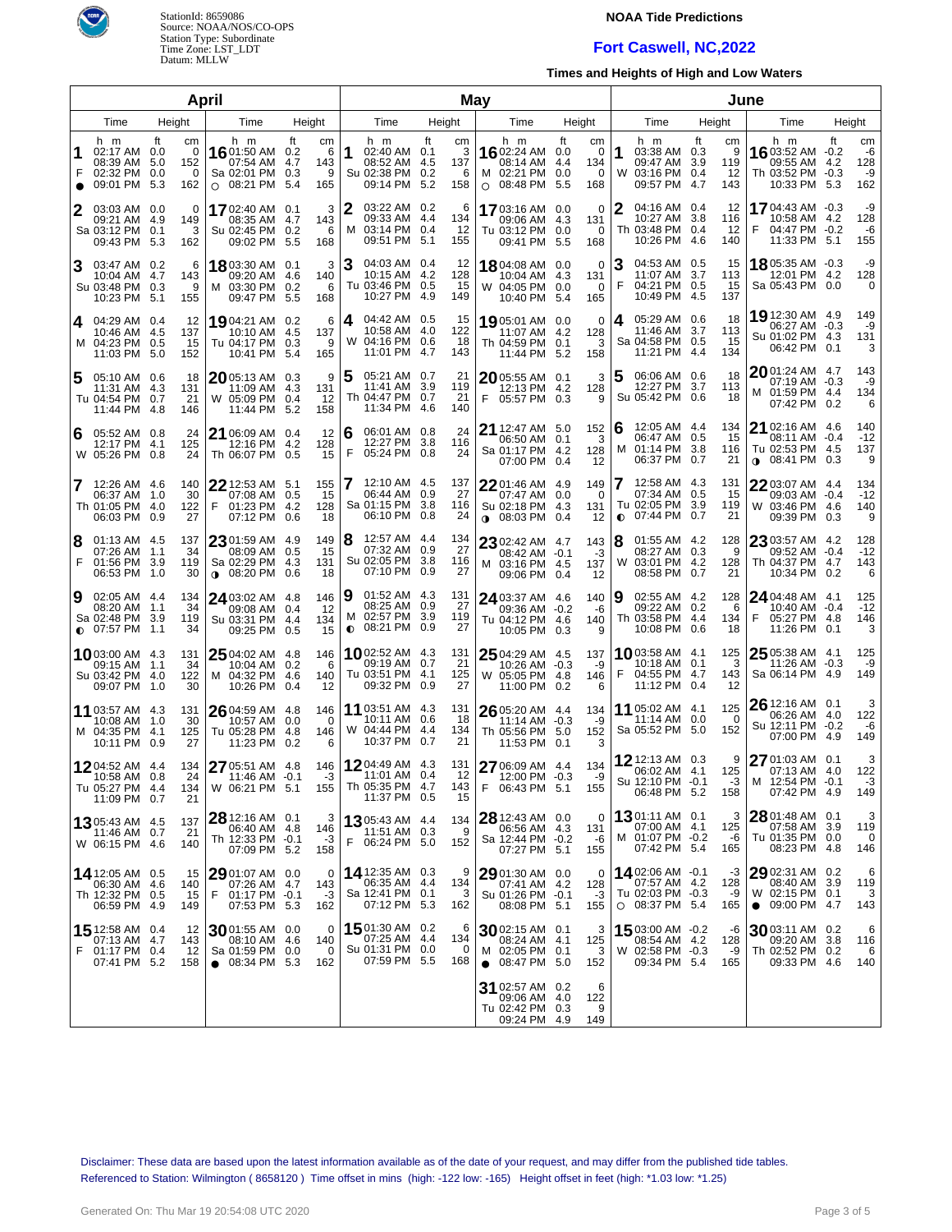StationId: 8659086
Source: NOAA/NOS/CO-OPS
Station Type: Subordinate
Time Zone: LST_LDT
Datum: MLLW

**NOAA Tide Predictions**

## Fort Caswell, NC,2022

**Times and Heights of High and Low Waters**

### April

| Day | Time | ft | cm |
|---|---|---|---|
| 1 F ● | 02:17 AM | 0.0 | 0 |
| | 08:39 AM | 5.0 | 152 |
| | 02:32 PM | 0.0 | 0 |
| | 09:01 PM | 5.3 | 162 |
| 2 Sa | 03:03 AM | 0.0 | 0 |
| | 09:21 AM | 4.9 | 149 |
| | 03:12 PM | 0.1 | 3 |
| | 09:43 PM | 5.3 | 162 |
| 3 Su | 03:47 AM | 0.2 | 6 |
| | 10:04 AM | 4.7 | 143 |
| | 03:48 PM | 0.3 | 9 |
| | 10:23 PM | 5.1 | 155 |
| 4 M | 04:29 AM | 0.4 | 12 |
| | 10:46 AM | 4.5 | 137 |
| | 04:23 PM | 0.5 | 15 |
| | 11:03 PM | 5.0 | 152 |
| 5 Tu | 05:10 AM | 0.6 | 18 |
| | 11:31 AM | 4.3 | 131 |
| | 04:54 PM | 0.7 | 21 |
| | 11:44 PM | 4.8 | 146 |
| 6 W | 05:52 AM | 0.8 | 24 |
| | 12:17 PM | 4.1 | 125 |
| | 05:26 PM | 0.8 | 24 |
| 7 Th | 12:26 AM | 4.6 | 140 |
| | 06:37 AM | 1.0 | 30 |
| | 01:05 PM | 4.0 | 122 |
| | 06:03 PM | 0.9 | 27 |
| 8 F | 01:13 AM | 4.5 | 137 |
| | 07:26 AM | 1.1 | 34 |
| | 01:56 PM | 3.9 | 119 |
| | 06:53 PM | 1.0 | 30 |
| 9 Sa ◐ | 02:05 AM | 4.4 | 134 |
| | 08:20 AM | 1.1 | 34 |
| | 02:48 PM | 3.9 | 119 |
| | 07:57 PM | 1.1 | 34 |
| 10 Su | 03:00 AM | 4.3 | 131 |
| | 09:15 AM | 1.1 | 34 |
| | 03:42 PM | 4.0 | 122 |
| | 09:07 PM | 1.0 | 30 |
| 11 M | 03:57 AM | 4.3 | 131 |
| | 10:08 AM | 1.0 | 30 |
| | 04:35 PM | 4.1 | 125 |
| | 10:11 PM | 0.9 | 27 |
| 12 Tu | 04:52 AM | 4.4 | 134 |
| | 10:58 AM | 0.8 | 24 |
| | 05:27 PM | 4.4 | 134 |
| | 11:09 PM | 0.7 | 21 |
| 13 W | 05:43 AM | 4.5 | 137 |
| | 11:46 AM | 0.7 | 21 |
| | 06:15 PM | 4.6 | 140 |
| 14 Th | 12:05 AM | 0.5 | 15 |
| | 06:30 AM | 4.6 | 140 |
| | 12:32 PM | 0.5 | 15 |
| | 06:59 PM | 4.9 | 149 |
| 15 F | 12:58 AM | 0.4 | 12 |
| | 07:13 AM | 4.7 | 143 |
| | 01:17 PM | 0.4 | 12 |
| | 07:41 PM | 5.2 | 158 |
| 16 Sa ○ | 01:50 AM | 0.2 | 6 |
| | 07:54 AM | 4.7 | 143 |
| | 02:01 PM | 0.3 | 9 |
| | 08:21 PM | 5.4 | 165 |
| 17 Su | 02:40 AM | 0.1 | 3 |
| | 08:35 AM | 4.7 | 143 |
| | 02:45 PM | 0.2 | 6 |
| | 09:02 PM | 5.5 | 168 |
| 18 M | 03:30 AM | 0.1 | 3 |
| | 09:20 AM | 4.6 | 140 |
| | 03:30 PM | 0.2 | 6 |
| | 09:47 PM | 5.5 | 168 |
| 19 Tu | 04:21 AM | 0.2 | 6 |
| | 10:10 AM | 4.5 | 137 |
| | 04:17 PM | 0.3 | 9 |
| | 10:41 PM | 5.4 | 165 |
| 20 W | 05:13 AM | 0.3 | 9 |
| | 11:09 AM | 4.3 | 131 |
| | 05:09 PM | 0.4 | 12 |
| | 11:44 PM | 5.2 | 158 |
| 21 Th | 06:09 AM | 0.4 | 12 |
| | 12:16 PM | 4.2 | 128 |
| | 06:07 PM | 0.5 | 15 |
| 22 F | 12:53 AM | 5.1 | 155 |
| | 07:08 AM | 0.5 | 15 |
| | 01:23 PM | 4.2 | 128 |
| | 07:12 PM | 0.6 | 18 |
| 23 Sa ◑ | 01:59 AM | 4.9 | 149 |
| | 08:09 AM | 0.5 | 15 |
| | 02:29 PM | 4.3 | 131 |
| | 08:20 PM | 0.6 | 18 |
| 24 Su | 03:02 AM | 4.8 | 146 |
| | 09:08 AM | 0.4 | 12 |
| | 03:31 PM | 4.4 | 134 |
| | 09:25 PM | 0.5 | 15 |
| 25 M | 04:02 AM | 4.8 | 146 |
| | 10:04 AM | 0.2 | 6 |
| | 04:32 PM | 4.6 | 140 |
| | 10:26 PM | 0.4 | 12 |
| 26 Tu | 04:59 AM | 4.8 | 146 |
| | 10:57 AM | 0.0 | 0 |
| | 05:28 PM | 4.8 | 146 |
| | 11:23 PM | 0.2 | 6 |
| 27 W | 05:51 AM | 4.8 | 146 |
| | 11:46 AM | -0.1 | -3 |
| | 06:21 PM | 5.1 | 155 |
| 28 Th | 12:16 AM | 0.1 | 3 |
| | 06:40 AM | 4.8 | 146 |
| | 12:33 PM | -0.1 | -3 |
| | 07:09 PM | 5.2 | 158 |
| 29 F | 01:07 AM | 0.0 | 0 |
| | 07:26 AM | 4.7 | 143 |
| | 01:17 PM | -0.1 | -3 |
| | 07:53 PM | 5.3 | 162 |
| 30 Sa ● | 01:55 AM | 0.0 | 0 |
| | 08:10 AM | 4.6 | 140 |
| | 01:59 PM | 0.0 | 0 |
| | 08:34 PM | 5.3 | 162 |

### May

| Day | Time | ft | cm |
|---|---|---|---|
| 1 Su | 02:40 AM | 0.1 | 3 |
| | 08:52 AM | 4.5 | 137 |
| | 02:38 PM | 0.2 | 6 |
| | 09:14 PM | 5.2 | 158 |
| 2 M | 03:22 AM | 0.2 | 6 |
| | 09:33 AM | 4.4 | 134 |
| | 03:14 PM | 0.4 | 12 |
| | 09:51 PM | 5.1 | 155 |
| 3 Tu | 04:03 AM | 0.4 | 12 |
| | 10:15 AM | 4.2 | 128 |
| | 03:46 PM | 0.5 | 15 |
| | 10:27 PM | 4.9 | 149 |
| 4 W | 04:42 AM | 0.5 | 15 |
| | 10:58 AM | 4.0 | 122 |
| | 04:16 PM | 0.6 | 18 |
| | 11:01 PM | 4.7 | 143 |
| 5 Th | 05:21 AM | 0.7 | 21 |
| | 11:41 AM | 3.9 | 119 |
| | 04:47 PM | 0.7 | 21 |
| | 11:34 PM | 4.6 | 140 |
| 6 F | 06:01 AM | 0.8 | 24 |
| | 12:27 PM | 3.8 | 116 |
| | 05:24 PM | 0.8 | 24 |
| 7 Sa | 12:10 AM | 4.5 | 137 |
| | 06:44 AM | 0.9 | 27 |
| | 01:15 PM | 3.8 | 116 |
| | 06:10 PM | 0.8 | 24 |
| 8 Su | 12:57 AM | 4.4 | 134 |
| | 07:32 AM | 0.9 | 27 |
| | 02:05 PM | 3.8 | 116 |
| | 07:10 PM | 0.9 | 27 |
| 9 M ◐ | 01:52 AM | 4.3 | 131 |
| | 08:25 AM | 0.9 | 27 |
| | 02:57 PM | 3.9 | 119 |
| | 08:21 PM | 0.9 | 27 |
| 10 Tu | 02:52 AM | 4.3 | 131 |
| | 09:19 AM | 0.7 | 21 |
| | 03:51 PM | 4.1 | 125 |
| | 09:32 PM | 0.9 | 27 |
| 11 W | 03:51 AM | 4.3 | 131 |
| | 10:11 AM | 0.6 | 18 |
| | 04:44 PM | 4.4 | 134 |
| | 10:37 PM | 0.7 | 21 |
| 12 Th | 04:49 AM | 4.3 | 131 |
| | 11:01 AM | 0.4 | 12 |
| | 05:35 PM | 4.7 | 143 |
| | 11:37 PM | 0.5 | 15 |
| 13 F | 05:43 AM | 4.4 | 134 |
| | 11:51 AM | 0.3 | 9 |
| | 06:24 PM | 5.0 | 152 |
| 14 Sa | 12:35 AM | 0.3 | 9 |
| | 06:35 AM | 4.4 | 134 |
| | 12:41 PM | 0.1 | 3 |
| | 07:12 PM | 5.3 | 162 |
| 15 Su | 01:30 AM | 0.2 | 6 |
| | 07:25 AM | 4.4 | 134 |
| | 01:31 PM | 0.0 | 0 |
| | 07:59 PM | 5.5 | 168 |
| 16 M ○ | 02:24 AM | 0.0 | 0 |
| | 08:14 AM | 4.4 | 134 |
| | 02:21 PM | 0.0 | 0 |
| | 08:48 PM | 5.5 | 168 |
| 17 Tu | 03:16 AM | 0.0 | 0 |
| | 09:06 AM | 4.3 | 131 |
| | 03:12 PM | 0.0 | 0 |
| | 09:41 PM | 5.5 | 168 |
| 18 W | 04:08 AM | 0.0 | 0 |
| | 10:04 AM | 4.3 | 131 |
| | 04:05 PM | 0.0 | 0 |
| | 10:40 PM | 5.4 | 165 |
| 19 Th | 05:01 AM | 0.0 | 0 |
| | 11:07 AM | 4.2 | 128 |
| | 04:59 PM | 0.1 | 3 |
| | 11:44 PM | 5.2 | 158 |
| 20 F | 05:55 AM | 0.1 | 3 |
| | 12:13 PM | 4.2 | 128 |
| | 05:57 PM | 0.3 | 9 |
| 21 Sa | 12:47 AM | 5.0 | 152 |
| | 06:50 AM | 0.1 | 3 |
| | 01:17 PM | 4.2 | 128 |
| | 07:00 PM | 0.4 | 12 |
| 22 Su ◑ | 01:46 AM | 4.9 | 149 |
| | 07:47 AM | 0.0 | 0 |
| | 02:18 PM | 4.3 | 131 |
| | 08:03 PM | 0.4 | 12 |
| 23 M | 02:42 AM | 4.7 | 143 |
| | 08:42 AM | -0.1 | -3 |
| | 03:16 PM | 4.5 | 137 |
| | 09:06 PM | 0.4 | 12 |
| 24 Tu | 03:37 AM | 4.6 | 140 |
| | 09:36 AM | -0.2 | -6 |
| | 04:12 PM | 4.6 | 140 |
| | 10:05 PM | 0.3 | 9 |
| 25 W | 04:29 AM | 4.5 | 137 |
| | 10:26 AM | -0.3 | -9 |
| | 05:05 PM | 4.8 | 146 |
| | 11:00 PM | 0.2 | 6 |
| 26 Th | 05:20 AM | 4.4 | 134 |
| | 11:14 AM | -0.3 | -9 |
| | 05:56 PM | 5.0 | 152 |
| | 11:53 PM | 0.1 | 3 |
| 27 F | 06:09 AM | 4.4 | 134 |
| | 12:00 PM | -0.3 | -9 |
| | 06:43 PM | 5.1 | 155 |
| 28 Sa | 12:43 AM | 0.0 | 0 |
| | 06:56 AM | 4.3 | 131 |
| | 12:44 PM | -0.2 | -6 |
| | 07:27 PM | 5.1 | 155 |
| 29 Su | 01:30 AM | 0.0 | 0 |
| | 07:41 AM | 4.2 | 128 |
| | 01:26 PM | -0.1 | -3 |
| | 08:08 PM | 5.1 | 155 |
| 30 M ● | 02:15 AM | 0.1 | 3 |
| | 08:24 AM | 4.1 | 125 |
| | 02:05 PM | 0.1 | 3 |
| | 08:47 PM | 5.0 | 152 |
| 31 Tu | 02:57 AM | 0.2 | 6 |
| | 09:06 AM | 4.0 | 122 |
| | 02:42 PM | 0.3 | 9 |
| | 09:24 PM | 4.9 | 149 |

### June

| Day | Time | ft | cm |
|---|---|---|---|
| 1 W | 03:38 AM | 0.3 | 9 |
| | 09:47 AM | 3.9 | 119 |
| | 03:16 PM | 0.4 | 12 |
| | 09:57 PM | 4.7 | 143 |
| 2 Th | 04:16 AM | 0.4 | 12 |
| | 10:27 AM | 3.8 | 116 |
| | 03:48 PM | 0.4 | 12 |
| | 10:26 PM | 4.6 | 140 |
| 3 F | 04:53 AM | 0.5 | 15 |
| | 11:07 AM | 3.7 | 113 |
| | 04:21 PM | 0.5 | 15 |
| | 10:49 PM | 4.5 | 137 |
| 4 Sa | 05:29 AM | 0.6 | 18 |
| | 11:46 AM | 3.7 | 113 |
| | 04:58 PM | 0.5 | 15 |
| | 11:21 PM | 4.4 | 134 |
| 5 Su | 06:06 AM | 0.6 | 18 |
| | 12:27 PM | 3.7 | 113 |
| | 05:42 PM | 0.6 | 18 |
| 6 M | 12:05 AM | 4.4 | 134 |
| | 06:47 AM | 0.5 | 15 |
| | 01:14 PM | 3.8 | 116 |
| | 06:37 PM | 0.7 | 21 |
| 7 Tu ◐ | 12:58 AM | 4.3 | 131 |
| | 07:34 AM | 0.5 | 15 |
| | 02:05 PM | 3.9 | 119 |
| | 07:44 PM | 0.7 | 21 |
| 8 W | 01:55 AM | 4.2 | 128 |
| | 08:27 AM | 0.3 | 9 |
| | 03:01 PM | 4.2 | 128 |
| | 08:58 PM | 0.7 | 21 |
| 9 Th | 02:55 AM | 4.2 | 128 |
| | 09:22 AM | 0.2 | 6 |
| | 03:58 PM | 4.4 | 134 |
| | 10:08 PM | 0.6 | 18 |
| 10 F | 03:58 AM | 4.1 | 125 |
| | 10:18 AM | 0.1 | 3 |
| | 04:55 PM | 4.7 | 143 |
| | 11:12 PM | 0.4 | 12 |
| 11 Sa | 05:02 AM | 4.1 | 125 |
| | 11:14 AM | 0.0 | 0 |
| | 05:52 PM | 5.0 | 152 |
| 12 Su | 12:13 AM | 0.3 | 9 |
| | 06:02 AM | 4.1 | 125 |
| | 12:10 PM | -0.1 | -3 |
| | 06:48 PM | 5.2 | 158 |
| 13 M | 01:11 AM | 0.1 | 3 |
| | 07:00 AM | 4.1 | 125 |
| | 01:07 PM | -0.2 | -6 |
| | 07:42 PM | 5.4 | 165 |
| 14 Tu ○ | 02:06 AM | -0.1 | -3 |
| | 07:57 AM | 4.2 | 128 |
| | 02:03 PM | -0.3 | -9 |
| | 08:37 PM | 5.4 | 165 |
| 15 W | 03:00 AM | -0.2 | -6 |
| | 08:54 AM | 4.2 | 128 |
| | 02:58 PM | -0.3 | -9 |
| | 09:34 PM | 5.4 | 165 |
| 16 Th | 03:52 AM | -0.2 | -6 |
| | 09:55 AM | 4.2 | 128 |
| | 03:52 PM | -0.3 | -9 |
| | 10:33 PM | 5.3 | 162 |
| 17 F | 04:43 AM | -0.3 | -9 |
| | 10:58 AM | 4.2 | 128 |
| | 04:47 PM | -0.2 | -6 |
| | 11:33 PM | 5.1 | 155 |
| 18 Sa | 05:35 AM | -0.3 | -9 |
| | 12:01 PM | 4.2 | 128 |
| | 05:43 PM | 0.0 | 0 |
| 19 Su | 12:30 AM | 4.9 | 149 |
| | 06:27 AM | -0.3 | -9 |
| | 01:02 PM | 4.3 | 131 |
| | 06:42 PM | 0.1 | 3 |
| 20 M | 01:24 AM | 4.7 | 143 |
| | 07:19 AM | -0.3 | -9 |
| | 01:59 PM | 4.4 | 134 |
| | 07:42 PM | 0.2 | 6 |
| 21 Tu ◑ | 02:16 AM | 4.6 | 140 |
| | 08:11 AM | -0.4 | -12 |
| | 02:53 PM | 4.5 | 137 |
| | 08:41 PM | 0.3 | 9 |
| 22 W | 03:07 AM | 4.4 | 134 |
| | 09:03 AM | -0.4 | -12 |
| | 03:46 PM | 4.6 | 140 |
| | 09:39 PM | 0.3 | 9 |
| 23 Th | 03:57 AM | 4.2 | 128 |
| | 09:52 AM | -0.4 | -12 |
| | 04:37 PM | 4.7 | 143 |
| | 10:34 PM | 0.2 | 6 |
| 24 F | 04:48 AM | 4.1 | 125 |
| | 10:40 AM | -0.4 | -12 |
| | 05:27 PM | 4.8 | 146 |
| | 11:26 PM | 0.1 | 3 |
| 25 Sa | 05:38 AM | 4.1 | 125 |
| | 11:26 AM | -0.3 | -9 |
| | 06:14 PM | 4.9 | 149 |
| 26 Su | 12:16 AM | 0.1 | 3 |
| | 06:26 AM | 4.0 | 122 |
| | 12:11 PM | -0.2 | -6 |
| | 07:00 PM | 4.9 | 149 |
| 27 M | 01:03 AM | 0.1 | 3 |
| | 07:13 AM | 4.0 | 122 |
| | 12:54 PM | -0.1 | -3 |
| | 07:42 PM | 4.9 | 149 |
| 28 Tu | 01:48 AM | 0.1 | 3 |
| | 07:58 AM | 3.9 | 119 |
| | 01:35 PM | 0.0 | 0 |
| | 08:23 PM | 4.8 | 146 |
| 29 W ● | 02:31 AM | 0.2 | 6 |
| | 08:40 AM | 3.9 | 119 |
| | 02:15 PM | 0.1 | 3 |
| | 09:00 PM | 4.7 | 143 |
| 30 Th | 03:11 AM | 0.2 | 6 |
| | 09:20 AM | 3.8 | 116 |
| | 02:52 PM | 0.2 | 6 |
| | 09:33 PM | 4.6 | 140 |

Disclaimer: These data are based upon the latest information available as of the date of your request, and may differ from the published tide tables.
Referenced to Station: Wilmington ( 8658120 ) Time offset in mins (high: -122 low: -165) Height offset in feet (high: *1.03 low: *1.25)

Generated On: Thu Mar 19 20:54:08 UTC 2020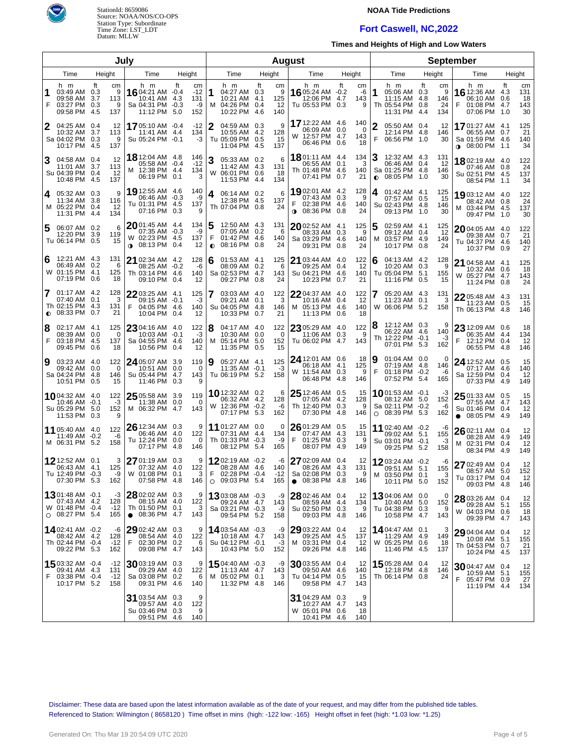StationId: 8659086
Source: NOAA/NOS/CO-OPS
Station Type: Subordinate
Time Zone: LST_LDT
Datum: MLLW

# NOAA Tide Predictions

## Fort Caswell, NC,2022

### Times and Heights of High and Low Waters

## July

| Day | Time | ft | cm |
|---|---|---|---|
| 1 F | 03:49 AM | 0.3 | 9 |
| | 09:58 AM | 3.7 | 113 |
| | 03:27 PM | 0.3 | 9 |
| | 09:58 PM | 4.5 | 137 |
| 2 Sa | 04:25 AM | 0.4 | 12 |
| | 10:32 AM | 3.7 | 113 |
| | 04:02 PM | 0.3 | 9 |
| | 10:17 PM | 4.5 | 137 |
| 3 Su | 04:58 AM | 0.4 | 12 |
| | 11:01 AM | 3.7 | 113 |
| | 04:39 PM | 0.4 | 12 |
| | 10:48 PM | 4.5 | 137 |
| 4 M | 05:32 AM | 0.3 | 9 |
| | 11:34 AM | 3.8 | 116 |
| | 05:22 PM | 0.4 | 12 |
| | 11:31 PM | 4.4 | 134 |
| 5 Tu | 06:07 AM | 0.2 | 6 |
| | 12:20 PM | 3.9 | 119 |
| | 06:14 PM | 0.5 | 15 |
| 6 W | 12:21 AM | 4.3 | 131 |
| | 06:49 AM | 0.2 | 6 |
| | 01:15 PM | 4.1 | 125 |
| | 07:19 PM | 0.6 | 18 |
| 7 Th ◐ | 01:17 AM | 4.2 | 128 |
| | 07:40 AM | 0.1 | 3 |
| | 02:15 PM | 4.3 | 131 |
| | 08:33 PM | 0.7 | 21 |
| 8 F | 02:17 AM | 4.1 | 125 |
| | 08:39 AM | 0.0 | 0 |
| | 03:18 PM | 4.5 | 137 |
| | 09:45 PM | 0.6 | 18 |
| 9 Sa | 03:23 AM | 4.0 | 122 |
| | 09:42 AM | 0.0 | 0 |
| | 04:24 PM | 4.8 | 146 |
| | 10:51 PM | 0.5 | 15 |
| 10 Su | 04:32 AM | 4.0 | 122 |
| | 10:46 AM | -0.1 | -3 |
| | 05:29 PM | 5.0 | 152 |
| | 11:53 PM | 0.3 | 9 |
| 11 M | 05:40 AM | 4.0 | 122 |
| | 11:49 AM | -0.2 | -6 |
| | 06:31 PM | 5.2 | 158 |
| 12 Tu | 12:52 AM | 0.1 | 3 |
| | 06:43 AM | 4.1 | 125 |
| | 12:49 PM | -0.3 | -9 |
| | 07:30 PM | 5.3 | 162 |
| 13 W ○ | 01:48 AM | -0.1 | -3 |
| | 07:43 AM | 4.2 | 128 |
| | 01:48 PM | -0.4 | -12 |
| | 08:27 PM | 5.4 | 165 |
| 14 Th | 02:41 AM | -0.2 | -6 |
| | 08:42 AM | 4.2 | 128 |
| | 02:44 PM | -0.4 | -12 |
| | 09:22 PM | 5.3 | 162 |
| 15 F | 03:32 AM | -0.4 | -12 |
| | 09:41 AM | 4.3 | 131 |
| | 03:38 PM | -0.4 | -12 |
| | 10:17 PM | 5.2 | 158 |
| 16 Sa | 04:21 AM | -0.4 | -12 |
| | 10:41 AM | 4.3 | 131 |
| | 04:31 PM | -0.3 | -9 |
| | 11:12 PM | 5.0 | 152 |
| 17 Su | 05:10 AM | -0.4 | -12 |
| | 11:41 AM | 4.4 | 134 |
| | 05:24 PM | -0.1 | -3 |
| 18 M | 12:04 AM | 4.8 | 146 |
| | 05:58 AM | -0.4 | -12 |
| | 12:38 PM | 4.4 | 134 |
| | 06:19 PM | 0.1 | 3 |
| 19 Tu | 12:55 AM | 4.6 | 140 |
| | 06:46 AM | -0.3 | -9 |
| | 01:31 PM | 4.5 | 137 |
| | 07:16 PM | 0.3 | 9 |
| 20 W ◑ | 01:45 AM | 4.4 | 134 |
| | 07:35 AM | -0.3 | -9 |
| | 02:23 PM | 4.5 | 137 |
| | 08:13 PM | 0.4 | 12 |
| 21 Th | 02:34 AM | 4.2 | 128 |
| | 08:25 AM | -0.2 | -6 |
| | 03:14 PM | 4.6 | 140 |
| | 09:10 PM | 0.4 | 12 |
| 22 F | 03:25 AM | 4.1 | 125 |
| | 09:15 AM | -0.1 | -3 |
| | 04:05 PM | 4.6 | 140 |
| | 10:04 PM | 0.4 | 12 |
| 23 Sa | 04:16 AM | 4.0 | 122 |
| | 10:03 AM | -0.1 | -3 |
| | 04:55 PM | 4.6 | 140 |
| | 10:56 PM | 0.4 | 12 |
| 24 Su | 05:07 AM | 3.9 | 119 |
| | 10:51 AM | 0.0 | 0 |
| | 05:44 PM | 4.7 | 143 |
| | 11:46 PM | 0.3 | 9 |
| 25 M | 05:58 AM | 3.9 | 119 |
| | 11:38 AM | 0.0 | 0 |
| | 06:32 PM | 4.7 | 143 |
| 26 Tu | 12:34 AM | 0.3 | 9 |
| | 06:46 AM | 4.0 | 122 |
| | 12:24 PM | 0.0 | 0 |
| | 07:17 PM | 4.8 | 146 |
| 27 W | 01:19 AM | 0.3 | 9 |
| | 07:32 AM | 4.0 | 122 |
| | 01:08 PM | 0.1 | 3 |
| | 07:58 PM | 4.8 | 146 |
| 28 Th ● | 02:02 AM | 0.3 | 9 |
| | 08:15 AM | 4.0 | 122 |
| | 01:50 PM | 0.1 | 3 |
| | 08:36 PM | 4.7 | 143 |
| 29 F | 02:42 AM | 0.3 | 9 |
| | 08:54 AM | 4.0 | 122 |
| | 02:30 PM | 0.2 | 6 |
| | 09:08 PM | 4.7 | 143 |
| 30 Sa | 03:19 AM | 0.3 | 9 |
| | 09:29 AM | 4.0 | 122 |
| | 03:08 PM | 0.2 | 6 |
| | 09:31 PM | 4.6 | 140 |
| 31 Su | 03:54 AM | 0.3 | 9 |
| | 09:57 AM | 4.0 | 122 |
| | 03:46 PM | 0.3 | 9 |
| | 09:51 PM | 4.6 | 140 |

## August

| Day | Time | ft | cm |
|---|---|---|---|
| 1 M | 04:27 AM | 0.3 | 9 |
| | 10:21 AM | 4.1 | 125 |
| | 04:26 PM | 0.4 | 12 |
| | 10:22 PM | 4.6 | 140 |
| 2 Tu | 04:59 AM | 0.3 | 9 |
| | 10:55 AM | 4.2 | 128 |
| | 05:09 PM | 0.5 | 15 |
| | 11:04 PM | 4.5 | 137 |
| 3 W | 05:33 AM | 0.2 | 6 |
| | 11:42 AM | 4.3 | 131 |
| | 06:01 PM | 0.6 | 18 |
| | 11:53 PM | 4.4 | 134 |
| 4 Th | 06:14 AM | 0.2 | 6 |
| | 12:38 PM | 4.5 | 137 |
| | 07:04 PM | 0.8 | 24 |
| 5 F ◐ | 12:50 AM | 4.3 | 131 |
| | 07:05 AM | 0.2 | 6 |
| | 01:42 PM | 4.6 | 140 |
| | 08:16 PM | 0.8 | 24 |
| 6 Sa | 01:53 AM | 4.1 | 125 |
| | 08:09 AM | 0.2 | 6 |
| | 02:53 PM | 4.7 | 143 |
| | 09:27 PM | 0.8 | 24 |
| 7 Su | 03:03 AM | 4.0 | 122 |
| | 09:21 AM | 0.1 | 3 |
| | 04:05 PM | 4.8 | 146 |
| | 10:33 PM | 0.7 | 21 |
| 8 M | 04:17 AM | 4.0 | 122 |
| | 10:30 AM | 0.0 | 0 |
| | 05:14 PM | 5.0 | 152 |
| | 11:35 PM | 0.5 | 15 |
| 9 Tu | 05:27 AM | 4.1 | 125 |
| | 11:35 AM | -0.1 | -3 |
| | 06:19 PM | 5.2 | 158 |
| 10 W | 12:32 AM | 0.2 | 6 |
| | 06:32 AM | 4.2 | 128 |
| | 12:36 PM | -0.2 | -6 |
| | 07:17 PM | 5.3 | 162 |
| 11 Th | 01:27 AM | 0.0 | 0 |
| | 07:31 AM | 4.4 | 134 |
| | 01:33 PM | -0.3 | -9 |
| | 08:12 PM | 5.4 | 165 |
| 12 F ○ | 02:19 AM | -0.2 | -6 |
| | 08:28 AM | 4.6 | 140 |
| | 02:28 PM | -0.4 | -12 |
| | 09:03 PM | 5.4 | 165 |
| 13 Sa | 03:08 AM | -0.3 | -9 |
| | 09:24 AM | 4.7 | 143 |
| | 03:21 PM | -0.3 | -9 |
| | 09:54 PM | 5.2 | 158 |
| 14 Su | 03:54 AM | -0.3 | -9 |
| | 10:18 AM | 4.7 | 143 |
| | 04:12 PM | -0.1 | -3 |
| | 10:43 PM | 5.0 | 152 |
| 15 M | 04:40 AM | -0.3 | -9 |
| | 11:13 AM | 4.7 | 143 |
| | 05:02 PM | 0.1 | 3 |
| | 11:32 PM | 4.8 | 146 |
| 16 Tu | 05:24 AM | -0.2 | -6 |
| | 12:06 PM | 4.7 | 143 |
| | 05:53 PM | 0.3 | 9 |
| 17 W | 12:22 AM | 4.6 | 140 |
| | 06:09 AM | 0.0 | 0 |
| | 12:57 PM | 4.7 | 143 |
| | 06:46 PM | 0.6 | 18 |
| 18 Th | 01:11 AM | 4.4 | 134 |
| | 06:55 AM | 0.1 | 3 |
| | 01:48 PM | 4.6 | 140 |
| | 07:41 PM | 0.7 | 21 |
| 19 F ◑ | 02:01 AM | 4.2 | 128 |
| | 07:43 AM | 0.3 | 9 |
| | 02:38 PM | 4.6 | 140 |
| | 08:36 PM | 0.8 | 24 |
| 20 Sa | 02:52 AM | 4.1 | 125 |
| | 08:33 AM | 0.3 | 9 |
| | 03:29 PM | 4.6 | 140 |
| | 09:31 PM | 0.8 | 24 |
| 21 Su | 03:44 AM | 4.0 | 122 |
| | 09:25 AM | 0.4 | 12 |
| | 04:21 PM | 4.6 | 140 |
| | 10:23 PM | 0.7 | 21 |
| 22 M | 04:37 AM | 4.0 | 122 |
| | 10:16 AM | 0.4 | 12 |
| | 05:13 PM | 4.6 | 140 |
| | 11:13 PM | 0.6 | 18 |
| 23 Tu | 05:29 AM | 4.0 | 122 |
| | 11:06 AM | 0.3 | 9 |
| | 06:02 PM | 4.7 | 143 |
| 24 W | 12:01 AM | 0.6 | 18 |
| | 06:18 AM | 4.1 | 125 |
| | 11:54 AM | 0.3 | 9 |
| | 06:48 PM | 4.8 | 146 |
| 25 Th | 12:46 AM | 0.5 | 15 |
| | 07:05 AM | 4.2 | 128 |
| | 12:40 PM | 0.3 | 9 |
| | 07:30 PM | 4.8 | 146 |
| 26 F | 01:29 AM | 0.5 | 15 |
| | 07:47 AM | 4.3 | 131 |
| | 01:25 PM | 0.3 | 9 |
| | 08:07 PM | 4.9 | 149 |
| 27 Sa ● | 02:09 AM | 0.4 | 12 |
| | 08:26 AM | 4.3 | 131 |
| | 02:08 PM | 0.3 | 9 |
| | 08:38 PM | 4.8 | 146 |
| 28 Su | 02:46 AM | 0.4 | 12 |
| | 08:59 AM | 4.4 | 134 |
| | 02:50 PM | 0.3 | 9 |
| | 09:03 PM | 4.8 | 146 |
| 29 M | 03:22 AM | 0.4 | 12 |
| | 09:25 AM | 4.5 | 137 |
| | 03:31 PM | 0.4 | 12 |
| | 09:26 PM | 4.8 | 146 |
| 30 Tu | 03:55 AM | 0.4 | 12 |
| | 09:50 AM | 4.6 | 140 |
| | 04:14 PM | 0.5 | 15 |
| | 09:58 PM | 4.7 | 143 |
| 31 W | 04:29 AM | 0.3 | 9 |
| | 10:27 AM | 4.7 | 143 |
| | 05:01 PM | 0.6 | 18 |
| | 10:41 PM | 4.6 | 140 |

## September

| Day | Time | ft | cm |
|---|---|---|---|
| 1 Th | 05:06 AM | 0.3 | 9 |
| | 11:15 AM | 4.8 | 146 |
| | 05:54 PM | 0.8 | 24 |
| | 11:31 PM | 4.4 | 134 |
| 2 F | 05:50 AM | 0.4 | 12 |
| | 12:14 PM | 4.8 | 146 |
| | 06:56 PM | 1.0 | 30 |
| 3 Sa ◐ | 12:32 AM | 4.3 | 131 |
| | 06:46 AM | 0.4 | 12 |
| | 01:25 PM | 4.8 | 146 |
| | 08:05 PM | 1.0 | 30 |
| 4 Su | 01:42 AM | 4.1 | 125 |
| | 07:57 AM | 0.5 | 15 |
| | 02:43 PM | 4.8 | 146 |
| | 09:13 PM | 1.0 | 30 |
| 5 M | 02:59 AM | 4.1 | 125 |
| | 09:12 AM | 0.4 | 12 |
| | 03:57 PM | 4.9 | 149 |
| | 10:17 PM | 0.8 | 24 |
| 6 Tu | 04:13 AM | 4.2 | 128 |
| | 10:20 AM | 0.3 | 9 |
| | 05:04 PM | 5.1 | 155 |
| | 11:16 PM | 0.5 | 15 |
| 7 W | 05:20 AM | 4.3 | 131 |
| | 11:23 AM | 0.1 | 3 |
| | 06:06 PM | 5.2 | 158 |
| 8 Th | 12:12 AM | 0.3 | 9 |
| | 06:22 AM | 4.6 | 140 |
| | 12:22 PM | -0.1 | -3 |
| | 07:01 PM | 5.3 | 162 |
| 9 F | 01:04 AM | 0.0 | 0 |
| | 07:19 AM | 4.8 | 146 |
| | 01:18 PM | -0.2 | -6 |
| | 07:52 PM | 5.4 | 165 |
| 10 Sa ○ | 01:53 AM | -0.1 | -3 |
| | 08:12 AM | 5.0 | 152 |
| | 02:11 PM | -0.2 | -6 |
| | 08:39 PM | 5.3 | 162 |
| 11 Su | 02:40 AM | -0.2 | -6 |
| | 09:02 AM | 5.1 | 155 |
| | 03:01 PM | -0.1 | -3 |
| | 09:25 PM | 5.2 | 158 |
| 12 M | 03:24 AM | -0.2 | -6 |
| | 09:51 AM | 5.1 | 155 |
| | 03:50 PM | 0.1 | 3 |
| | 10:11 PM | 5.0 | 152 |
| 13 Tu | 04:06 AM | 0.0 | 0 |
| | 10:40 AM | 5.0 | 152 |
| | 04:38 PM | 0.3 | 9 |
| | 10:58 PM | 4.7 | 143 |
| 14 W | 04:47 AM | 0.1 | 3 |
| | 11:29 AM | 4.9 | 149 |
| | 05:25 PM | 0.6 | 18 |
| | 11:46 PM | 4.5 | 137 |
| 15 Th | 05:28 AM | 0.4 | 12 |
| | 12:18 PM | 4.8 | 146 |
| | 06:14 PM | 0.8 | 24 |
| 16 F | 12:36 AM | 4.3 | 131 |
| | 06:10 AM | 0.6 | 18 |
| | 01:08 PM | 4.7 | 143 |
| | 07:06 PM | 1.0 | 30 |
| 17 Sa ◑ | 01:27 AM | 4.1 | 125 |
| | 06:55 AM | 0.7 | 21 |
| | 01:59 PM | 4.6 | 140 |
| | 08:00 PM | 1.1 | 34 |
| 18 Su | 02:19 AM | 4.0 | 122 |
| | 07:46 AM | 0.8 | 24 |
| | 02:51 PM | 4.5 | 137 |
| | 08:54 PM | 1.1 | 34 |
| 19 M | 03:12 AM | 4.0 | 122 |
| | 08:42 AM | 0.8 | 24 |
| | 03:44 PM | 4.5 | 137 |
| | 09:47 PM | 1.0 | 30 |
| 20 Tu | 04:05 AM | 4.0 | 122 |
| | 09:38 AM | 0.7 | 21 |
| | 04:37 PM | 4.6 | 140 |
| | 10:37 PM | 0.9 | 27 |
| 21 W | 04:58 AM | 4.1 | 125 |
| | 10:32 AM | 0.6 | 18 |
| | 05:27 PM | 4.7 | 143 |
| | 11:24 PM | 0.8 | 24 |
| 22 Th | 05:48 AM | 4.3 | 131 |
| | 11:23 AM | 0.5 | 15 |
| | 06:13 PM | 4.8 | 146 |
| 23 F | 12:09 AM | 0.6 | 18 |
| | 06:35 AM | 4.4 | 134 |
| | 12:12 PM | 0.4 | 12 |
| | 06:55 PM | 4.8 | 146 |
| 24 Sa | 12:52 AM | 0.5 | 15 |
| | 07:17 AM | 4.6 | 140 |
| | 12:59 PM | 0.4 | 12 |
| | 07:33 PM | 4.9 | 149 |
| 25 Su ● | 01:33 AM | 0.5 | 15 |
| | 07:55 AM | 4.7 | 143 |
| | 01:46 PM | 0.4 | 12 |
| | 08:05 PM | 4.9 | 149 |
| 26 M | 02:11 AM | 0.4 | 12 |
| | 08:28 AM | 4.9 | 149 |
| | 02:31 PM | 0.4 | 12 |
| | 08:34 PM | 4.9 | 149 |
| 27 Tu | 02:49 AM | 0.4 | 12 |
| | 08:57 AM | 5.0 | 152 |
| | 03:17 PM | 0.4 | 12 |
| | 09:03 PM | 4.8 | 146 |
| 28 W | 03:26 AM | 0.4 | 12 |
| | 09:28 AM | 5.1 | 155 |
| | 04:03 PM | 0.6 | 18 |
| | 09:39 PM | 4.7 | 143 |
| 29 Th | 04:04 AM | 0.4 | 12 |
| | 10:08 AM | 5.1 | 155 |
| | 04:53 PM | 0.7 | 21 |
| | 10:24 PM | 4.5 | 137 |
| 30 F | 04:47 AM | 0.4 | 12 |
| | 10:59 AM | 5.1 | 155 |
| | 05:47 PM | 0.9 | 27 |
| | 11:19 PM | 4.4 | 134 |

Disclaimer: These data are based upon the latest information available as of the date of your request, and may differ from the published tide tables.
Referenced to Station: Wilmington ( 8658120 ) Time offset in mins (high: -122 low: -165) Height offset in feet (high: *1.03 low: *1.25)

Generated On: Thu Mar 19 20:54:09 UTC 2020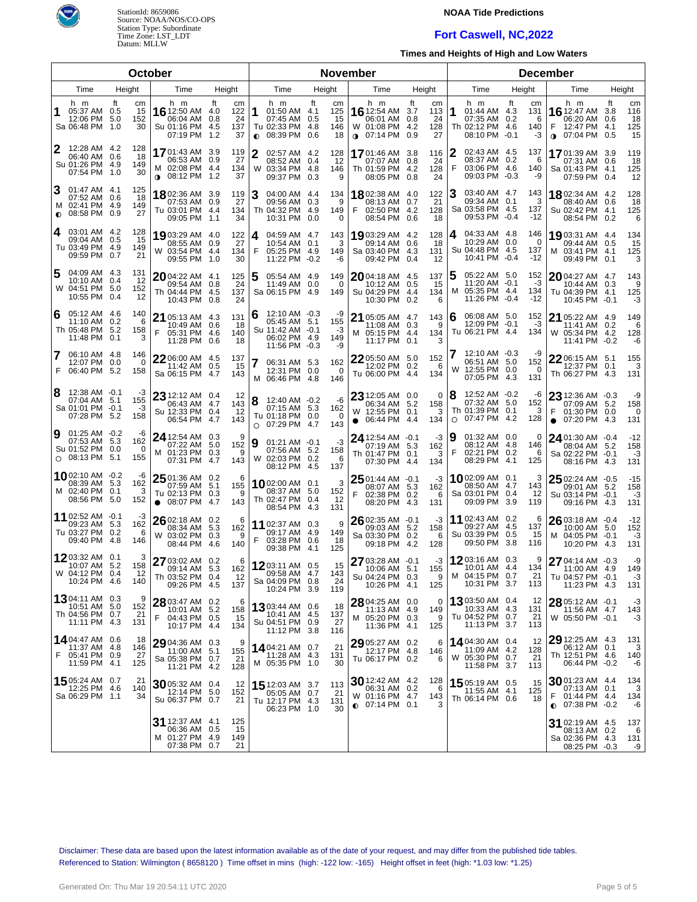StationId: 8659086
Source: NOAA/NOS/CO-OPS
Station Type: Subordinate
Time Zone: LST_LDT
Datum: MLLW

**NOAA Tide Predictions**

## Fort Caswell, NC,2022

**Times and Heights of High and Low Waters**

### October

| Day | Time (h m) | Height (ft) | Height (cm) |
|---|---|---|---|
| 1 Sa | 05:37 AM | 0.5 | 15 |
| | 12:06 PM | 5.0 | 152 |
| | 06:48 PM | 1.0 | 30 |
| 2 Su | 12:28 AM | 4.2 | 128 |
| | 06:40 AM | 0.6 | 18 |
| | 01:26 PM | 4.9 | 149 |
| | 07:54 PM | 1.0 | 30 |
| 3 M ◐ | 01:47 AM | 4.1 | 125 |
| | 07:52 AM | 0.6 | 18 |
| | 02:41 PM | 4.9 | 149 |
| | 08:58 PM | 0.9 | 27 |
| 4 Tu | 03:01 AM | 4.2 | 128 |
| | 09:04 AM | 0.5 | 15 |
| | 03:49 PM | 4.9 | 149 |
| | 09:59 PM | 0.7 | 21 |
| 5 W | 04:09 AM | 4.3 | 131 |
| | 10:10 AM | 0.4 | 12 |
| | 04:51 PM | 5.0 | 152 |
| | 10:55 PM | 0.4 | 12 |
| 6 Th | 05:12 AM | 4.6 | 140 |
| | 11:10 AM | 0.2 | 6 |
| | 05:48 PM | 5.2 | 158 |
| | 11:48 PM | 0.1 | 3 |
| 7 F | 06:10 AM | 4.8 | 146 |
| | 12:07 PM | 0.0 | 0 |
| | 06:40 PM | 5.2 | 158 |
| 8 Sa | 12:38 AM | -0.1 | -3 |
| | 07:04 AM | 5.1 | 155 |
| | 01:01 PM | -0.1 | -3 |
| | 07:28 PM | 5.2 | 158 |
| 9 Su ○ | 01:25 AM | -0.2 | -6 |
| | 07:53 AM | 5.3 | 162 |
| | 01:52 PM | 0.0 | 0 |
| | 08:13 PM | 5.1 | 155 |
| 10 M | 02:10 AM | -0.2 | -6 |
| | 08:39 AM | 5.3 | 162 |
| | 02:40 PM | 0.1 | 3 |
| | 08:56 PM | 5.0 | 152 |
| 11 Tu | 02:52 AM | -0.1 | -3 |
| | 09:23 AM | 5.3 | 162 |
| | 03:27 PM | 0.2 | 6 |
| | 09:40 PM | 4.8 | 146 |
| 12 W | 03:32 AM | 0.1 | 3 |
| | 10:07 AM | 5.2 | 158 |
| | 04:12 PM | 0.4 | 12 |
| | 10:24 PM | 4.6 | 140 |
| 13 Th | 04:11 AM | 0.3 | 9 |
| | 10:51 AM | 5.0 | 152 |
| | 04:56 PM | 0.7 | 21 |
| | 11:11 PM | 4.3 | 131 |
| 14 F | 04:47 AM | 0.6 | 18 |
| | 11:37 AM | 4.8 | 146 |
| | 05:41 PM | 0.9 | 27 |
| | 11:59 PM | 4.1 | 125 |
| 15 Sa | 05:24 AM | 0.7 | 21 |
| | 12:25 PM | 4.6 | 140 |
| | 06:29 PM | 1.1 | 34 |
| 16 Su | 12:50 AM | 4.0 | 122 |
| | 06:04 AM | 0.8 | 24 |
| | 01:16 PM | 4.5 | 137 |
| | 07:19 PM | 1.2 | 37 |
| 17 M ◑ | 01:43 AM | 3.9 | 119 |
| | 06:53 AM | 0.9 | 27 |
| | 02:08 PM | 4.4 | 134 |
| | 08:12 PM | 1.2 | 37 |
| 18 Tu | 02:36 AM | 3.9 | 119 |
| | 07:53 AM | 0.9 | 27 |
| | 03:01 PM | 4.4 | 134 |
| | 09:05 PM | 1.1 | 34 |
| 19 W | 03:29 AM | 4.0 | 122 |
| | 08:55 AM | 0.9 | 27 |
| | 03:54 PM | 4.4 | 134 |
| | 09:55 PM | 1.0 | 30 |
| 20 Th | 04:22 AM | 4.1 | 125 |
| | 09:54 AM | 0.8 | 24 |
| | 04:44 PM | 4.5 | 137 |
| | 10:43 PM | 0.8 | 24 |
| 21 F | 05:13 AM | 4.3 | 131 |
| | 10:49 AM | 0.6 | 18 |
| | 05:31 PM | 4.6 | 140 |
| | 11:28 PM | 0.6 | 18 |
| 22 Sa | 06:00 AM | 4.5 | 137 |
| | 11:42 AM | 0.5 | 15 |
| | 06:15 PM | 4.7 | 143 |
| 23 Su | 12:12 AM | 0.4 | 12 |
| | 06:43 AM | 4.7 | 143 |
| | 12:33 PM | 0.4 | 12 |
| | 06:54 PM | 4.7 | 143 |
| 24 M | 12:54 AM | 0.3 | 9 |
| | 07:22 AM | 5.0 | 152 |
| | 01:23 PM | 0.3 | 9 |
| | 07:31 PM | 4.7 | 143 |
| 25 Tu ● | 01:36 AM | 0.2 | 6 |
| | 07:59 AM | 5.1 | 155 |
| | 02:13 PM | 0.3 | 9 |
| | 08:07 PM | 4.7 | 143 |
| 26 W | 02:18 AM | 0.2 | 6 |
| | 08:34 AM | 5.3 | 162 |
| | 03:02 PM | 0.3 | 9 |
| | 08:44 PM | 4.6 | 140 |
| 27 Th | 03:02 AM | 0.2 | 6 |
| | 09:14 AM | 5.3 | 162 |
| | 03:52 PM | 0.4 | 12 |
| | 09:26 PM | 4.5 | 137 |
| 28 F | 03:47 AM | 0.2 | 6 |
| | 10:01 AM | 5.2 | 158 |
| | 04:43 PM | 0.5 | 15 |
| | 10:17 PM | 4.4 | 134 |
| 29 Sa | 04:36 AM | 0.3 | 9 |
| | 11:00 AM | 5.1 | 155 |
| | 05:38 PM | 0.7 | 21 |
| | 11:21 PM | 4.2 | 128 |
| 30 Su | 05:32 AM | 0.4 | 12 |
| | 12:14 PM | 5.0 | 152 |
| | 06:37 PM | 0.7 | 21 |
| 31 M | 12:37 AM | 4.1 | 125 |
| | 06:36 AM | 0.5 | 15 |
| | 01:27 PM | 4.9 | 149 |
| | 07:38 PM | 0.7 | 21 |

### November

| Day | Time (h m) | Height (ft) | Height (cm) |
|---|---|---|---|
| 1 Tu ◐ | 01:50 AM | 4.1 | 125 |
| | 07:45 AM | 0.5 | 15 |
| | 02:33 PM | 4.8 | 146 |
| | 08:39 PM | 0.6 | 18 |
| 2 W | 02:57 AM | 4.2 | 128 |
| | 08:52 AM | 0.4 | 12 |
| | 03:34 PM | 4.8 | 146 |
| | 09:37 PM | 0.3 | 9 |
| 3 Th | 04:00 AM | 4.4 | 134 |
| | 09:56 AM | 0.3 | 9 |
| | 04:32 PM | 4.9 | 149 |
| | 10:31 PM | 0.0 | 0 |
| 4 F | 04:59 AM | 4.7 | 143 |
| | 10:54 AM | 0.1 | 3 |
| | 05:25 PM | 4.9 | 149 |
| | 11:22 PM | -0.2 | -6 |
| 5 Sa | 05:54 AM | 4.9 | 149 |
| | 11:49 AM | 0.0 | 0 |
| | 06:15 PM | 4.9 | 149 |
| 6 Su | 12:10 AM | -0.3 | -9 |
| | 05:45 AM | 5.1 | 155 |
| | 11:42 AM | -0.1 | -3 |
| | 06:02 PM | 4.9 | 149 |
| | 11:56 PM | -0.3 | -9 |
| 7 M | 06:31 AM | 5.3 | 162 |
| | 12:31 PM | 0.0 | 0 |
| | 06:46 PM | 4.8 | 146 |
| 8 Tu ○ | 12:40 AM | -0.2 | -6 |
| | 07:15 AM | 5.3 | 162 |
| | 01:18 PM | 0.0 | 0 |
| | 07:29 PM | 4.7 | 143 |
| 9 W | 01:21 AM | -0.1 | -3 |
| | 07:56 AM | 5.2 | 158 |
| | 02:03 PM | 0.2 | 6 |
| | 08:12 PM | 4.5 | 137 |
| 10 Th | 02:00 AM | 0.1 | 3 |
| | 08:37 AM | 5.0 | 152 |
| | 02:47 PM | 0.4 | 12 |
| | 08:54 PM | 4.3 | 131 |
| 11 F | 02:37 AM | 0.3 | 9 |
| | 09:17 AM | 4.9 | 149 |
| | 03:28 PM | 0.6 | 18 |
| | 09:38 PM | 4.1 | 125 |
| 12 Sa | 03:11 AM | 0.5 | 15 |
| | 09:58 AM | 4.7 | 143 |
| | 04:09 PM | 0.8 | 24 |
| | 10:24 PM | 3.9 | 119 |
| 13 Su | 03:44 AM | 0.6 | 18 |
| | 10:41 AM | 4.5 | 137 |
| | 04:51 PM | 0.9 | 27 |
| | 11:12 PM | 3.8 | 116 |
| 14 M | 04:21 AM | 0.7 | 21 |
| | 11:28 AM | 4.3 | 131 |
| | 05:35 PM | 1.0 | 30 |
| 15 Tu | 12:03 AM | 3.7 | 113 |
| | 05:05 AM | 0.7 | 21 |
| | 12:17 PM | 4.3 | 131 |
| | 06:23 PM | 1.0 | 30 |
| 16 W ◑ | 12:54 AM | 3.7 | 113 |
| | 06:01 AM | 0.8 | 24 |
| | 01:08 PM | 4.2 | 128 |
| | 07:14 PM | 0.9 | 27 |
| 17 Th | 01:46 AM | 3.8 | 116 |
| | 07:07 AM | 0.8 | 24 |
| | 01:59 PM | 4.2 | 128 |
| | 08:05 PM | 0.8 | 24 |
| 18 F | 02:38 AM | 4.0 | 122 |
| | 08:13 AM | 0.7 | 21 |
| | 02:50 PM | 4.2 | 128 |
| | 08:54 PM | 0.6 | 18 |
| 19 Sa | 03:29 AM | 4.2 | 128 |
| | 09:14 AM | 0.6 | 18 |
| | 03:40 PM | 4.3 | 131 |
| | 09:42 PM | 0.4 | 12 |
| 20 Su | 04:18 AM | 4.5 | 137 |
| | 10:12 AM | 0.5 | 15 |
| | 04:29 PM | 4.4 | 134 |
| | 10:30 PM | 0.2 | 6 |
| 21 M | 05:05 AM | 4.7 | 143 |
| | 11:08 AM | 0.3 | 9 |
| | 05:15 PM | 4.4 | 134 |
| | 11:17 PM | 0.1 | 3 |
| 22 Tu | 05:50 AM | 5.0 | 152 |
| | 12:02 PM | 0.2 | 6 |
| | 06:00 PM | 4.4 | 134 |
| 23 W ● | 12:05 AM | 0.0 | 0 |
| | 06:34 AM | 5.2 | 158 |
| | 12:55 PM | 0.1 | 3 |
| | 06:44 PM | 4.4 | 134 |
| 24 Th | 12:54 AM | -0.1 | -3 |
| | 07:19 AM | 5.3 | 162 |
| | 01:47 PM | 0.1 | 3 |
| | 07:30 PM | 4.4 | 134 |
| 25 F | 01:44 AM | -0.1 | -3 |
| | 08:07 AM | 5.3 | 162 |
| | 02:38 PM | 0.2 | 6 |
| | 08:20 PM | 4.3 | 131 |
| 26 Sa | 02:35 AM | -0.1 | -3 |
| | 09:03 AM | 5.2 | 158 |
| | 03:30 PM | 0.2 | 6 |
| | 09:18 PM | 4.2 | 128 |
| 27 Su | 03:28 AM | -0.1 | -3 |
| | 10:06 AM | 5.1 | 155 |
| | 04:24 PM | 0.3 | 9 |
| | 10:26 PM | 4.1 | 125 |
| 28 M | 04:25 AM | 0.0 | 0 |
| | 11:13 AM | 4.9 | 149 |
| | 05:20 PM | 0.3 | 9 |
| | 11:36 PM | 4.1 | 125 |
| 29 Tu | 05:27 AM | 0.2 | 6 |
| | 12:17 PM | 4.8 | 146 |
| | 06:17 PM | 0.2 | 6 |
| 30 W ◐ | 12:42 AM | 4.2 | 128 |
| | 06:31 AM | 0.2 | 6 |
| | 01:16 PM | 4.7 | 143 |
| | 07:14 PM | 0.1 | 3 |

### December

| Day | Time (h m) | Height (ft) | Height (cm) |
|---|---|---|---|
| 1 Th | 01:44 AM | 4.3 | 131 |
| | 07:35 AM | 0.2 | 6 |
| | 02:12 PM | 4.6 | 140 |
| | 08:10 PM | -0.1 | -3 |
| 2 F | 02:43 AM | 4.5 | 137 |
| | 08:37 AM | 0.2 | 6 |
| | 03:06 PM | 4.6 | 140 |
| | 09:03 PM | -0.3 | -9 |
| 3 Sa | 03:40 AM | 4.7 | 143 |
| | 09:34 AM | 0.1 | 3 |
| | 03:58 PM | 4.5 | 137 |
| | 09:53 PM | -0.4 | -12 |
| 4 Su | 04:33 AM | 4.8 | 146 |
| | 10:29 AM | 0.0 | 0 |
| | 04:48 PM | 4.5 | 137 |
| | 10:41 PM | -0.4 | -12 |
| 5 M | 05:22 AM | 5.0 | 152 |
| | 11:20 AM | -0.1 | -3 |
| | 05:35 PM | 4.4 | 134 |
| | 11:26 PM | -0.4 | -12 |
| 6 Tu | 06:08 AM | 5.0 | 152 |
| | 12:09 PM | -0.1 | -3 |
| | 06:21 PM | 4.4 | 134 |
| 7 W | 12:10 AM | -0.3 | -9 |
| | 06:51 AM | 5.0 | 152 |
| | 12:55 PM | 0.0 | 0 |
| | 07:05 PM | 4.3 | 131 |
| 8 Th ○ | 12:52 AM | -0.2 | -6 |
| | 07:32 AM | 5.0 | 152 |
| | 01:39 PM | 0.1 | 3 |
| | 07:47 PM | 4.2 | 128 |
| 9 F | 01:32 AM | 0.0 | 0 |
| | 08:12 AM | 4.8 | 146 |
| | 02:21 PM | 0.2 | 6 |
| | 08:29 PM | 4.1 | 125 |
| 10 Sa | 02:09 AM | 0.1 | 3 |
| | 08:50 AM | 4.7 | 143 |
| | 03:01 PM | 0.4 | 12 |
| | 09:09 PM | 3.9 | 119 |
| 11 Su | 02:43 AM | 0.2 | 6 |
| | 09:27 AM | 4.5 | 137 |
| | 03:39 PM | 0.5 | 15 |
| | 09:50 PM | 3.8 | 116 |
| 12 M | 03:16 AM | 0.3 | 9 |
| | 10:01 AM | 4.4 | 134 |
| | 04:15 PM | 0.7 | 21 |
| | 10:31 PM | 3.7 | 113 |
| 13 Tu | 03:50 AM | 0.4 | 12 |
| | 10:33 AM | 4.3 | 131 |
| | 04:52 PM | 0.7 | 21 |
| | 11:13 PM | 3.7 | 113 |
| 14 W | 04:30 AM | 0.4 | 12 |
| | 11:09 AM | 4.2 | 128 |
| | 05:30 PM | 0.7 | 21 |
| | 11:58 PM | 3.7 | 113 |
| 15 Th | 05:19 AM | 0.5 | 15 |
| | 11:55 AM | 4.1 | 125 |
| | 06:14 PM | 0.6 | 18 |
| 16 F ◑ | 12:47 AM | 3.8 | 116 |
| | 06:20 AM | 0.6 | 18 |
| | 12:47 PM | 4.1 | 125 |
| | 07:04 PM | 0.5 | 15 |
| 17 Sa | 01:39 AM | 3.9 | 119 |
| | 07:31 AM | 0.6 | 18 |
| | 01:43 PM | 4.1 | 125 |
| | 07:59 PM | 0.4 | 12 |
| 18 Su | 02:34 AM | 4.2 | 128 |
| | 08:40 AM | 0.6 | 18 |
| | 02:42 PM | 4.1 | 125 |
| | 08:54 PM | 0.2 | 6 |
| 19 M | 03:31 AM | 4.4 | 134 |
| | 09:44 AM | 0.5 | 15 |
| | 03:41 PM | 4.1 | 125 |
| | 09:49 PM | 0.1 | 3 |
| 20 Tu | 04:27 AM | 4.7 | 143 |
| | 10:44 AM | 0.3 | 9 |
| | 04:39 PM | 4.1 | 125 |
| | 10:45 PM | -0.1 | -3 |
| 21 W | 05:22 AM | 4.9 | 149 |
| | 11:41 AM | 0.2 | 6 |
| | 05:34 PM | 4.2 | 128 |
| | 11:41 PM | -0.2 | -6 |
| 22 Th | 06:15 AM | 5.1 | 155 |
| | 12:37 PM | 0.1 | 3 |
| | 06:27 PM | 4.3 | 131 |
| 23 F ● | 12:36 AM | -0.3 | -9 |
| | 07:09 AM | 5.2 | 158 |
| | 01:30 PM | 0.0 | 0 |
| | 07:20 PM | 4.3 | 131 |
| 24 Sa | 01:30 AM | -0.4 | -12 |
| | 08:04 AM | 5.2 | 158 |
| | 02:22 PM | -0.1 | -3 |
| | 08:16 PM | 4.3 | 131 |
| 25 Su | 02:24 AM | -0.5 | -15 |
| | 09:01 AM | 5.2 | 158 |
| | 03:14 PM | -0.1 | -3 |
| | 09:16 PM | 4.3 | 131 |
| 26 M | 03:18 AM | -0.4 | -12 |
| | 10:00 AM | 5.0 | 152 |
| | 04:05 PM | -0.1 | -3 |
| | 10:20 PM | 4.3 | 131 |
| 27 Tu | 04:14 AM | -0.3 | -9 |
| | 11:00 AM | 4.9 | 149 |
| | 04:57 PM | -0.1 | -3 |
| | 11:23 PM | 4.3 | 131 |
| 28 W | 05:12 AM | -0.1 | -3 |
| | 11:56 AM | 4.7 | 143 |
| | 05:50 PM | -0.1 | -3 |
| 29 Th | 12:25 AM | 4.3 | 131 |
| | 06:12 AM | 0.1 | 3 |
| | 12:51 PM | 4.6 | 140 |
| | 06:44 PM | -0.2 | -6 |
| 30 F ◐ | 01:23 AM | 4.4 | 134 |
| | 07:13 AM | 0.1 | 3 |
| | 01:44 PM | 4.4 | 134 |
| | 07:38 PM | -0.2 | -6 |
| 31 Sa | 02:19 AM | 4.5 | 137 |
| | 08:13 AM | 0.2 | 6 |
| | 02:36 PM | 4.3 | 131 |
| | 08:25 PM | -0.3 | -9 |

Disclaimer: These data are based upon the latest information available as of the date of your request, and may differ from the published tide tables.
Referenced to Station: Wilmington ( 8658120 ) Time offset in mins (high: -122 low: -165) Height offset in feet (high: *1.03 low: *1.25)

Generated On: Thu Mar 19 20:54:11 UTC 2020